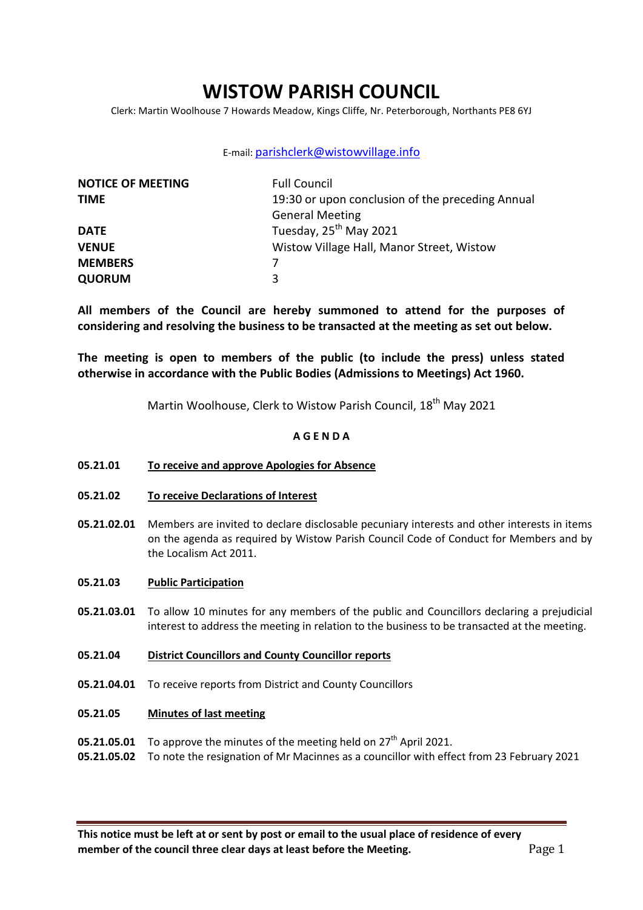# WISTOW PARISH COUNCIL

Clerk: Martin Woolhouse 7 Howards Meadow, Kings Cliffe, Nr. Peterborough, Northants PE8 6YJ

E-mail: parishclerk@wistowvillage.info

| | |
|---|---|
| **NOTICE OF MEETING** | Full Council |
| **TIME** | 19:30 or upon conclusion of the preceding Annual General Meeting |
| **DATE** | Tuesday, 25th May 2021 |
| **VENUE** | Wistow Village Hall, Manor Street, Wistow |
| **MEMBERS** | 7 |
| **QUORUM** | 3 |

**All members of the Council are hereby summoned to attend for the purposes of considering and resolving the business to be transacted at the meeting as set out below.**

**The meeting is open to members of the public (to include the press) unless stated otherwise in accordance with the Public Bodies (Admissions to Meetings) Act 1960.**

Martin Woolhouse, Clerk to Wistow Parish Council, 18th May 2021

**A G E N D A**

**05.21.01** <u>**To receive and approve Apologies for Absence**</u>

**05.21.02** <u>**To receive Declarations of Interest**</u>

**05.21.02.01** Members are invited to declare disclosable pecuniary interests and other interests in items on the agenda as required by Wistow Parish Council Code of Conduct for Members and by the Localism Act 2011.

**05.21.03** <u>**Public Participation**</u>

**05.21.03.01** To allow 10 minutes for any members of the public and Councillors declaring a prejudicial interest to address the meeting in relation to the business to be transacted at the meeting.

**05.21.04** <u>**District Councillors and County Councillor reports**</u>

**05.21.04.01** To receive reports from District and County Councillors

**05.21.05** <u>**Minutes of last meeting**</u>

**05.21.05.01** To approve the minutes of the meeting held on 27th April 2021.

**05.21.05.02** To note the resignation of Mr Macinnes as a councillor with effect from 23 February 2021

**This notice must be left at or sent by post or email to the usual place of residence of every member of the council three clear days at least before the Meeting.**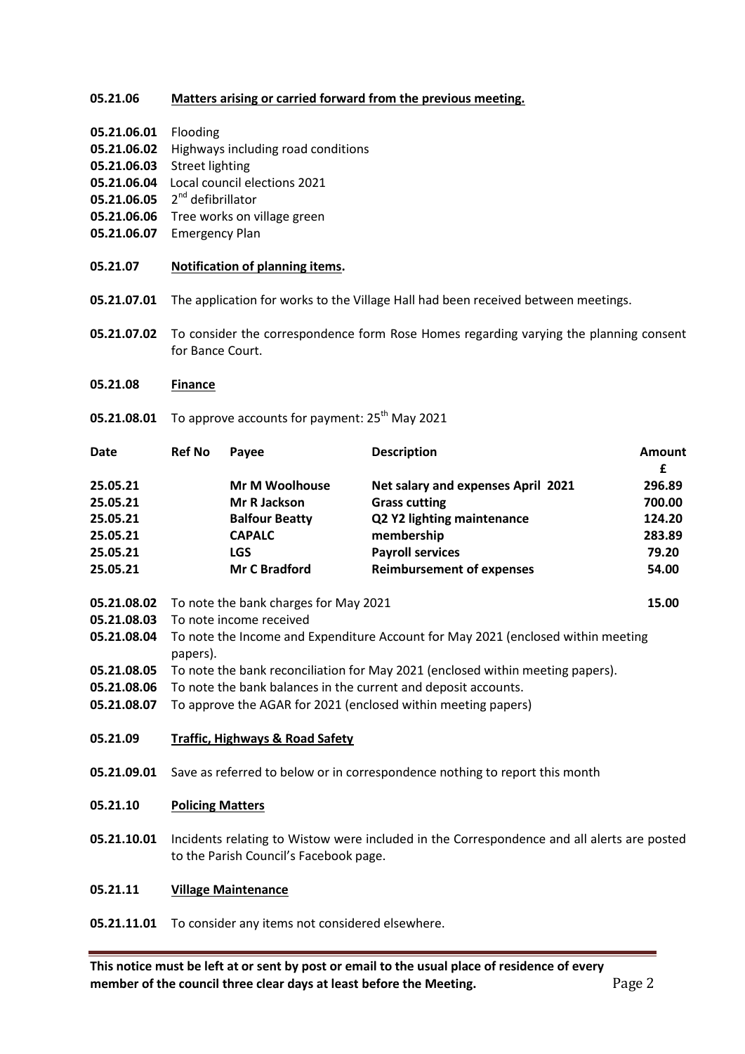**05.21.06 Matters arising or carried forward from the previous meeting.**

**05.21.06.01** Flooding
**05.21.06.02** Highways including road conditions
**05.21.06.03** Street lighting
**05.21.06.04** Local council elections 2021
**05.21.06.05** 2nd defibrillator
**05.21.06.06** Tree works on village green
**05.21.06.07** Emergency Plan

**05.21.07 Notification of planning items.**

**05.21.07.01** The application for works to the Village Hall had been received between meetings.

**05.21.07.02** To consider the correspondence form Rose Homes regarding varying the planning consent for Bance Court.

**05.21.08 Finance**

**05.21.08.01** To approve accounts for payment: 25th May 2021

| Date | Ref No | Payee | Description | Amount £ |
|---|---|---|---|---|
| 25.05.21 | | Mr M Woolhouse | Net salary and expenses April 2021 | 296.89 |
| 25.05.21 | | Mr R Jackson | Grass cutting | 700.00 |
| 25.05.21 | | Balfour Beatty | Q2 Y2 lighting maintenance | 124.20 |
| 25.05.21 | | CAPALC | membership | 283.89 |
| 25.05.21 | | LGS | Payroll services | 79.20 |
| 25.05.21 | | Mr C Bradford | Reimbursement of expenses | 54.00 |

**05.21.08.02** To note the bank charges for May 2021 **15.00**
**05.21.08.03** To note income received
**05.21.08.04** To note the Income and Expenditure Account for May 2021 (enclosed within meeting papers).
**05.21.08.05** To note the bank reconciliation for May 2021 (enclosed within meeting papers).
**05.21.08.06** To note the bank balances in the current and deposit accounts.
**05.21.08.07** To approve the AGAR for 2021 (enclosed within meeting papers)

**05.21.09 Traffic, Highways & Road Safety**

**05.21.09.01** Save as referred to below or in correspondence nothing to report this month

**05.21.10 Policing Matters**

**05.21.10.01** Incidents relating to Wistow were included in the Correspondence and all alerts are posted to the Parish Council's Facebook page.

**05.21.11 Village Maintenance**

**05.21.11.01** To consider any items not considered elsewhere.

**This notice must be left at or sent by post or email to the usual place of residence of every member of the council three clear days at least before the Meeting.**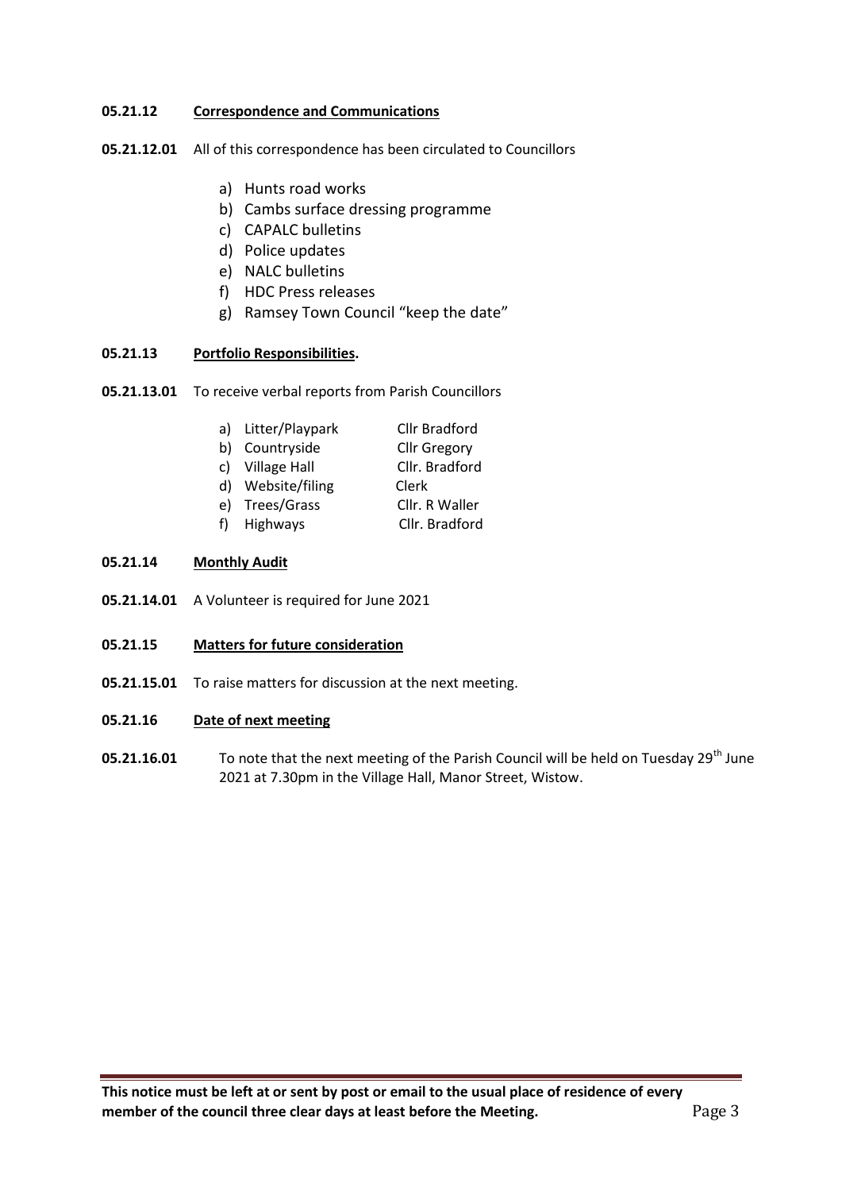**05.21.12 Correspondence and Communications**

**05.21.12.01** All of this correspondence has been circulated to Councillors

a) Hunts road works
b) Cambs surface dressing programme
c) CAPALC bulletins
d) Police updates
e) NALC bulletins
f) HDC Press releases
g) Ramsey Town Council "keep the date"

**05.21.13 Portfolio Responsibilities.**

**05.21.13.01** To receive verbal reports from Parish Councillors

| | | |
|---|---|---|
| a) | Litter/Playpark | Cllr Bradford |
| b) | Countryside | Cllr Gregory |
| c) | Village Hall | Cllr. Bradford |
| d) | Website/filing | Clerk |
| e) | Trees/Grass | Cllr. R Waller |
| f) | Highways | Cllr. Bradford |

**05.21.14 Monthly Audit**

**05.21.14.01** A Volunteer is required for June 2021

**05.21.15 Matters for future consideration**

**05.21.15.01** To raise matters for discussion at the next meeting.

**05.21.16 Date of next meeting**

**05.21.16.01** To note that the next meeting of the Parish Council will be held on Tuesday 29th June 2021 at 7.30pm in the Village Hall, Manor Street, Wistow.

**This notice must be left at or sent by post or email to the usual place of residence of every member of the council three clear days at least before the Meeting.**